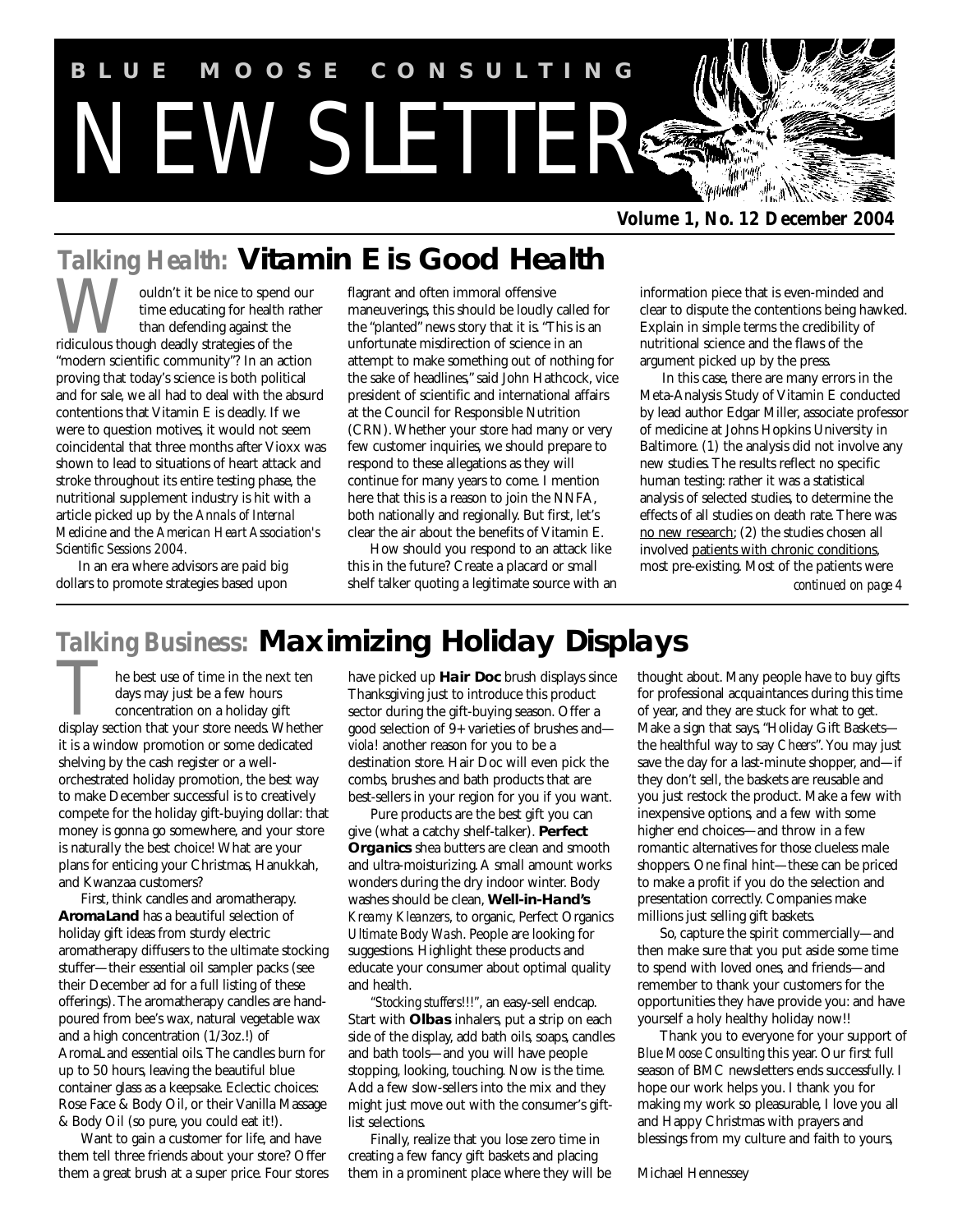# BLUE MOOSE CONSULTING NEWSLETTER

**Volume 1, No. 12 December 2004**

## Talking Health: Vitamin E is Good Health

Wouldn't it be nice to spend our time educating for health rather than defending against the ridiculous though deadly strategies of the "modern scientific community"? In an action proving that today's science is both political and for sale, we all had to deal with the absurd contentions that Vitamin E is deadly. If we were to question motives, it would not seem coincidental that three months after Vioxx was shown to lead to situations of heart attack and stroke throughout its entire testing phase, the nutritional supplement industry is hit with a article picked up by the *Annals of Internal Medicine* and the *American Heart Association's Scientific Sessions 2004*.

In an era where advisors are paid big dollars to promote strategies based upon flagrant and often immoral offensive maneuverings, this should be loudly called for the "planted" news story that it is. "This is an unfortunate misdirection of science in an attempt to make something out of nothing for the sake of headlines," said John Hathcock, vice president of scientific and international affairs at the Council for Responsible Nutrition (CRN). Whether your store had many or very few customer inquiries, we should prepare to respond to these allegations as they will continue for many years to come. I mention here that this is a reason to join the NNFA, both nationally and regionally. But first, let's clear the air about the benefits of Vitamin E.

How should you respond to an attack like this in the future? Create a placard or small shelf talker quoting a legitimate source with an information piece that is even-minded and clear to dispute the contentions being hawked. Explain in simple terms the credibility of nutritional science and the flaws of the argument picked up by the press.

In this case, there are many errors in the Meta-Analysis Study of Vitamin E conducted by lead author Edgar Miller, associate professor of medicine at Johns Hopkins University in Baltimore. (1) the analysis did not involve any new studies. The results reflect no specific human testing: rather it was a statistical analysis of selected studies, to determine the effects of all studies on death rate. There was <u>no new research</u>; (2) the studies chosen all involved <u>patients with chronic conditions</u>, most pre-existing. Most of the patients were

*continued on page 4*

## Talking Business: Maximizing Holiday Displays

The best use of time in the next ten days may just be a few hours concentration on a holiday gift display section that your store needs. Whether it is a window promotion or some dedicated shelving by the cash register or a well-orchestrated holiday promotion, the best way to make December successful is to creatively compete for the holiday gift-buying dollar: that money is gonna go somewhere, and your store is naturally the best choice! What are your plans for enticing your Christmas, Hanukkah, and Kwanzaa customers?

First, think candles and aromatherapy. **AromaLand** has a beautiful selection of holiday gift ideas from sturdy electric aromatherapy diffusers to the ultimate stocking stuffer—their essential oil sampler packs (see their December ad for a full listing of these offerings). The aromatherapy candles are hand-poured from bee's wax, natural vegetable wax and a high concentration (1/3oz.!) of AromaLand essential oils. The candles burn for up to 50 hours, leaving the beautiful blue container glass as a keepsake. Eclectic choices: Rose Face & Body Oil, or their Vanilla Massage & Body Oil (so pure, you could eat it!).

Want to gain a customer for life, and have them tell three friends about your store? Offer them a great brush at a super price. Four stores have picked up **Hair Doc** brush displays since Thanksgiving just to introduce this product sector during the gift-buying season. Offer a good selection of 9+ varieties of brushes and—*viola!* another reason for you to be a destination store. Hair Doc will even pick the combs, brushes and bath products that are best-sellers in your region for you if you want.

Pure products are the best gift you can give (what a catchy shelf-talker). **Perfect Organics** shea butters are clean and smooth and ultra-moisturizing. A small amount works wonders during the dry indoor winter. Body washes should be clean, **Well-in-Hand's** *Kreamy Kleanzers*, to organic, Perfect Organics *Ultimate Body Wash*. People are looking for suggestions. Highlight these products and educate your consumer about optimal quality and health.

*"Stocking stuffers!!!"*, an easy-sell endcap. Start with **Olbas** inhalers, put a strip on each side of the display, add bath oils, soaps, candles and bath tools—and you will have people stopping, looking, touching. Now is the time. Add a few slow-sellers into the mix and they might just move out with the consumer's gift-list selections.

Finally, realize that you lose zero time in creating a few fancy gift baskets and placing them in a prominent place where they will be thought about. Many people have to buy gifts for professional acquaintances during this time of year, and they are stuck for what to get. Make a sign that says, "Holiday Gift Baskets—the healthful way to say *Cheers*". You may just save the day for a last-minute shopper, and—if they don't sell, the baskets are reusable and you just restock the product. Make a few with inexpensive options, and a few with some higher end choices—and throw in a few romantic alternatives for those clueless male shoppers. One final hint—these can be priced to make a profit if you do the selection and presentation correctly. Companies make millions just selling gift baskets.

So, capture the spirit commercially—and then make sure that you put aside some time to spend with loved ones, and friends—and remember to thank your customers for the opportunities they have provide you: and have yourself a holy healthy holiday now!!

Thank you to everyone for your support of *Blue Moose Consulting* this year. Our first full season of BMC newsletters ends successfully. I hope our work helps you. I thank you for making my work so pleasurable, I love you all and Happy Christmas with prayers and blessings from my culture and faith to yours,

Michael Hennessey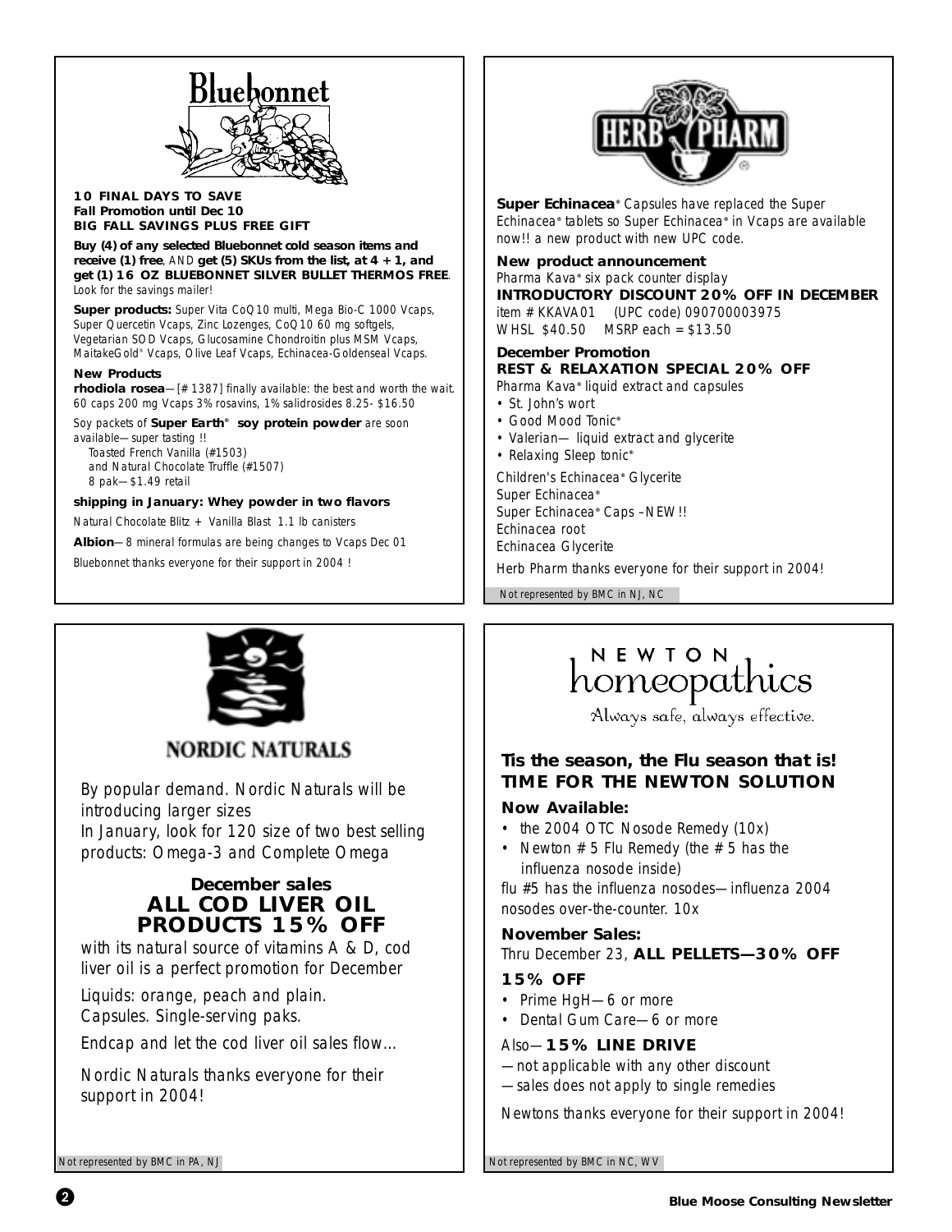## Bluebonnet

**10 FINAL DAYS TO SAVE**
**Fall Promotion until Dec 10**
**BIG FALL SAVINGS PLUS FREE GIFT**

**Buy (4) of any selected Bluebonnet cold season items and receive (1) free**, AND **get (5) SKUs from the list, at 4 + 1, and get (1) 16 OZ BLUEBONNET SILVER BULLET THERMOS FREE**. Look for the savings mailer!

**Super products:** Super Vita CoQ10 multi, Mega Bio-C 1000 Vcaps, Super Quercetin Vcaps, Zinc Lozenges, CoQ10 60 mg softgels, Vegetarian SOD Vcaps, Glucosamine Chondroitin plus MSM Vcaps, MaitakeGold® Vcaps, Olive Leaf Vcaps, Echinacea-Goldenseal Vcaps.

**New Products**

**rhodiola rosea**—[#1387] finally available: the best and worth the wait. 60 caps 200 mg Vcaps 3% rosavins, 1% salidrosides 8.25- $16.50

Soy packets of **Super Earth® soy protein powder** are soon available—super tasting !!
Toasted French Vanilla (#1503)
and Natural Chocolate Truffle (#1507)
8 pak—$1.49 retail

**shipping in January: Whey powder in two flavors**

Natural Chocolate Blitz + Vanilla Blast 1.1 lb canisters

**Albion**—8 mineral formulas are being changes to Vcaps Dec 01

Bluebonnet thanks everyone for their support in 2004 !

## HERB PHARM

**Super Echinacea**® Capsules have replaced the Super Echinacea® tablets so Super Echinacea® in Vcaps are available now!! a new product with new UPC code.

**New product announcement**
Pharma Kava® six pack counter display
**INTRODUCTORY DISCOUNT 20% OFF IN DECEMBER**
item # KKAVA01 (UPC code) 090700003975
WHSL $40.50 MSRP each = $13.50

**December Promotion**
**REST & RELAXATION SPECIAL 20% OFF**
Pharma Kava® liquid extract and capsules

- St. John's wort
- Good Mood Tonic®
- Valerian— liquid extract and glycerite
- Relaxing Sleep tonic®

Children's Echinacea® Glycerite
Super Echinacea®
Super Echinacea® Caps –NEW!!
Echinacea root
Echinacea Glycerite

Herb Pharm thanks everyone for their support in 2004!

Not represented by BMC in NJ, NC

## NORDIC NATURALS

By popular demand. Nordic Naturals will be introducing larger sizes
In January, look for 120 size of two best selling products: Omega-3 and Complete Omega

**December sales**
**ALL COD LIVER OIL PRODUCTS 15% OFF**

with its natural source of vitamins A & D, cod liver oil is a perfect promotion for December

Liquids: orange, peach and plain.
Capsules. Single-serving paks.

Endcap and let the cod liver oil sales flow...

Nordic Naturals thanks everyone for their support in 2004!

Not represented by BMC in PA, NJ

## NEWTON homeopathics

*Always safe, always effective.*

**Tis the season, the Flu season that is!**
**TIME FOR THE NEWTON SOLUTION**

**Now Available:**

- the 2004 OTC Nosode Remedy (10x)
- Newton # 5 Flu Remedy (the # 5 has the influenza nosode inside)

flu #5 has the influenza nosodes—influenza 2004 nosodes over-the-counter. 10x

**November Sales:**
Thru December 23, **ALL PELLETS—30% OFF**

**15% OFF**

- Prime HgH—6 or more
- Dental Gum Care—6 or more

Also—**15% LINE DRIVE**
—not applicable with any other discount
—sales does not apply to single remedies

Newtons thanks everyone for their support in 2004!

Not represented by BMC in NC, WV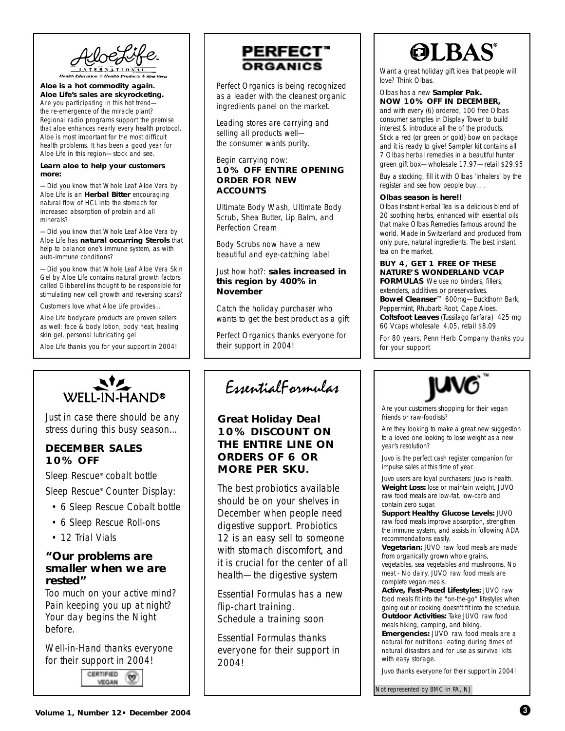## AloeLife International

Health Education ✧ Health Products ✧ Aloe Vera

**Aloe is a hot commodity again. Aloe Life's sales are skyrocketing.**

Are you participating in this hot trend—the re-emergence of the miracle plant? Regional radio programs support the premise that aloe enhances nearly every health protocol. Aloe is most important for the most difficult health problems. It has been a good year for Aloe Life in this region—stock and see.

**Learn aloe to help your customers more:**

—Did you know that Whole Leaf Aloe Vera by Aloe Life is an **Herbal Bitter** encouraging natural flow of HCL into the stomach for increased absorption of protein and all minerals?

—Did you know that Whole Leaf Aloe Vera by Aloe Life has **natural occurring Sterols** that help to balance one's immune system, as with auto-immune conditions?

—Did you know that Whole Leaf Aloe Vera Skin Gel by Aloe Life contains natural growth factors called Gibberellins thought to be responsible for stimulating new cell growth and reversing scars?

Customers love what Aloe Life provides...

Aloe Life bodycare products are proven sellers as well: face & body lotion, body heat, healing skin gel, personal lubricating gel

Aloe Life thanks you for your support in 2004!

## PERFECT™ ORGANICS

Perfect Organics is being recognized as a leader with the cleanest organic ingredients panel on the market.

Leading stores are carrying and selling all products well—the consumer wants purity.

Begin carrying now:
**10% OFF ENTIRE OPENING ORDER FOR NEW ACCOUNTS**

Ultimate Body Wash, Ultimate Body Scrub, Shea Butter, Lip Balm, and Perfection Cream

Body Scrubs now have a new beautiful and eye-catching label

Just how hot?: **sales increased in this region by 400% in November**

Catch the holiday purchaser who wants to get the best product as a gift

Perfect Organics thanks everyone for their support in 2004!

## OLBAS®

Want a great holiday gift idea that people will love? Think Olbas.

Olbas has a new **Sampler Pak. NOW 10% OFF IN DECEMBER,** and with every (6) ordered, 100 free Olbas consumer samples in Display Tower to build interest & introduce all of the of the products. Stick a red (or green or gold) bow on package and it is ready to give! Sampler kit contains all 7 Olbas herbal remedies in a beautiful hunter green gift box—wholesale 17.97—retail $29.95

Buy a stocking, fill it with Olbas 'inhalers' by the register and see how people buy….

**Olbas season is here!!**
Olbas Instant Herbal Tea is a delicious blend of 20 soothing herbs, enhanced with essential oils that make Olbas Remedies famous around the world. Made in Switzerland and produced from only pure, natural ingredients. The best instant tea on the market.

**BUY 4, GET 1 FREE OF THESE NATURE'S WONDERLAND VCAP FORMULAS** We use no binders, fillers, extenders, additives or preservatives.
**Bowel Cleanser**™ 600mg—Buckthorn Bark, Peppermint, Rhubarb Root, Cape Aloes.
**Coltsfoot Leaves** (*Tussilago farfara*) 425 mg 60 Vcaps wholesale 4.05, retail $8.09

For 80 years, Penn Herb Company thanks you for your support

## WELL-IN-HAND®

Just in case there should be any stress during this busy season…

### DECEMBER SALES 10% OFF

Sleep Rescue® cobalt bottle

Sleep Rescue® Counter Display:

- 6 Sleep Rescue Cobalt bottle
- 6 Sleep Rescue Roll-ons
- 12 Trial Vials

### *"Our problems are smaller when we are rested"*

Too much on your active mind? Pain keeping you up at night? Your day begins the Night before.

Well-in-Hand thanks everyone for their support in 2004!

CERTIFIED VEGAN

## EssentialFormulas

### Great Holiday Deal 10% DISCOUNT ON THE ENTIRE LINE ON ORDERS OF 6 OR MORE PER SKU.

The best probiotics available should be on your shelves in December when people need digestive support. Probiotics 12 is an easy sell to someone with stomach discomfort, and it is crucial for the center of all health—the digestive system

Essential Formulas has a new flip-chart training.
Schedule a training soon

Essential Formulas thanks everyone for their support in 2004!

## JUVO™

Are your customers shopping for their vegan friends or raw-foodists?

Are they looking to make a great new suggestion to a loved one looking to lose weight as a new year's resolution?

Juvo is the perfect cash register companion for impulse sales at this time of year.

Juvo users are loyal purchasers: Juvo is health.
**Weight Loss:** lose or maintain weight, JUVO raw food meals are low-fat, low-carb and contain zero sugar.
**Support Healthy Glucose Levels:** JUVO raw food meals improve absorption, strengthen the immune system, and assists in following ADA recommendations easily.
**Vegetarian:** JUVO raw food meals are made from organically grown whole grains, vegetables, sea vegetables and mushrooms. No meat - No dairy. JUVO raw food meals are complete vegan meals.
**Active, Fast-Paced Lifestyles:** JUVO raw food meals fit into the "on-the-go" lifestyles when going out or cooking doesn't fit into the schedule.
**Outdoor Activities:** Take JUVO raw food meals hiking, camping, and biking.
**Emergencies:** JUVO raw food meals are a natural for nutritional eating during times of natural disasters and for use as survival kits with easy storage.

Juvo thanks everyone for their support in 2004!

Not represented by BMC in PA, NJ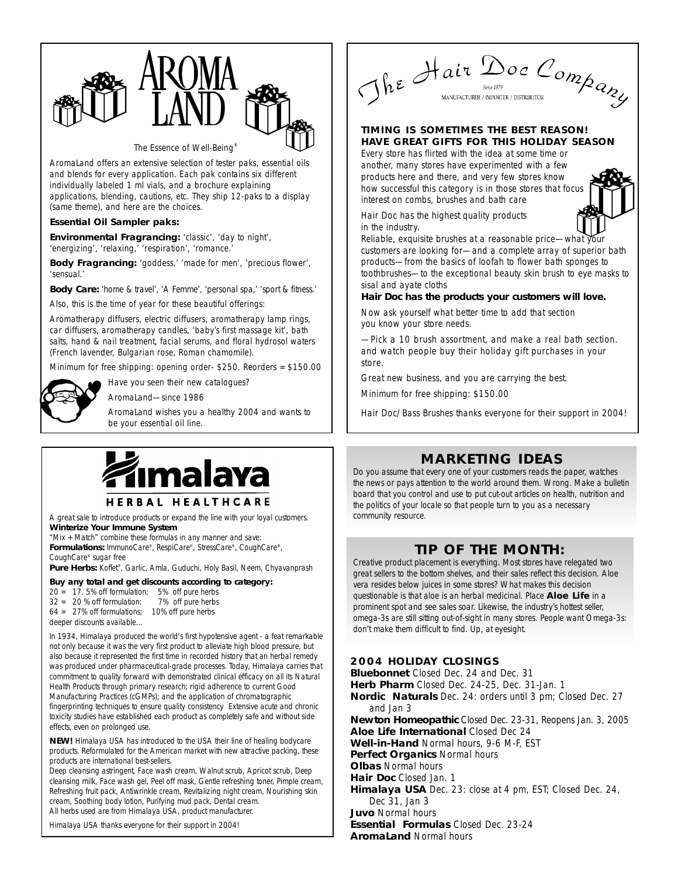# AROMA LAND

The Essence of Well-Being®

AromaLand offers an extensive selection of tester paks, essential oils and blends for every application. Each pak contains six different individually labeled 1 ml vials, and a brochure explaining applications, blending, cautions, etc. They ship 12-paks to a display (same theme), and here are the choices.

**Essential Oil Sampler paks:**

**Environmental Fragrancing:** 'classic', 'day to night', 'energizing', 'relaxing,' 'respiration', 'romance.'

**Body Fragrancing:** 'goddess,' 'made for men', 'precious flower', 'sensual.'

**Body Care:** 'home & travel', 'A Femme', 'personal spa,' 'sport & fitness.'

Also, this is the time of year for these beautiful offerings:

Aromatherapy diffusers, electric diffusers, aromatherapy lamp rings, car diffusers, aromatherapy candles, 'baby's first massage kit', bath salts, hand & nail treatment, facial serums, and floral hydrosol waters (French lavender, Bulgarian rose, Roman chamomile).

Minimum for free shipping: opening order- $250. Reorders = $150.00

Have you seen their new catalogues?

AromaLand—since 1986

AromaLand wishes you a healthy 2004 and wants to be your essential oil line.

# The Hair Doc Company

Since 1979
MANUFACTURER / IMPORTER / DISTRIBUTOR

**TIMING IS SOMETIMES THE BEST REASON! HAVE GREAT GIFTS FOR THIS HOLIDAY SEASON**

Every store has flirted with the idea at some time or another, many stores have experimented with a few products here and there, and very few stores know how successful this category is in those stores that focus interest on combs, brushes and bath care

Hair Doc has the highest quality products in the industry.

Reliable, exquisite brushes at a reasonable price—what your customers are looking for—and a complete array of superior bath products—from the basics of loofah to flower bath sponges to toothbrushes—to the exceptional beauty skin brush to eye masks to sisal and ayate cloths

**Hair Doc has the products your customers will love.**

Now ask yourself what better time to add that section you know your store needs.

—Pick a 10 brush assortment, and make a real bath section. and watch people buy their holiday gift purchases in your store.

Great new business, and you are carrying the best.

Minimum for free shipping: $150.00

Hair Doc/Bass Brushes thanks everyone for their support in 2004!

# Himalaya

HERBAL HEALTHCARE

A great sale to introduce products or expand the line with your loyal customers.

**Winterize Your Immune System**

"Mix + Match" combine these formulas in any manner and save:

**Formulations:** ImmunoCare®, RespiCare®, StressCare®, CoughCare®, CoughCare® sugar free

**Pure Herbs:** Koflet®, Garlic, Amla, Guduchi, Holy Basil, Neem, Chyavanprash

**Buy any total and get discounts according to category:**

20 = 17. 5% off formulation; 5% off pure herbs
32 = 20 % off formulation: 7% off pure herbs
64 = 27% off formulations; 10% off pure herbs
deeper discounts available…

In 1934, Himalaya produced the world's first hypotensive agent - a feat remarkable not only because it was the very first product to alleviate high blood pressure, but also because it represented the first time in recorded history that an herbal remedy was produced under pharmaceutical-grade processes. Today, Himalaya carries that commitment to quality forward with demonstrated clinical efficacy on all its Natural Health Products through primary research; rigid adherence to current Good Manufacturing Practices (cGMPs); and the application of chromatographic fingerprinting techniques to ensure quality consistency Extensive acute and chronic toxicity studies have established each product as completely safe and without side effects, even on prolonged use.

**NEW!** Himalaya USA has introduced to the USA their line of healing bodycare products. Reformulated for the American market with new attractive packing, these products are international best-sellers.

Deep cleansing astringent, Face wash cream, Walnut scrub, Apricot scrub, Deep cleansing milk, Face wash gel, Peel off mask, Gentle refreshing toner, Pimple cream, Refreshing fruit pack, Antiwrinkle cream, Revitalizing night cream, Nourishing skin cream, Soothing body lotion, Purifying mud pack, Dental cream.

All herbs used are from Himalaya USA, product manufacturer.

Himalaya USA thanks everyone for their support in 2004!

## MARKETING IDEAS

Do you assume that every one of your customers reads the paper, watches the news or pays attention to the world around them. Wrong. Make a bulletin board that you control and use to put cut-out articles on health, nutrition and the politics of your locale so that people turn to you as a necessary community resource.

## TIP OF THE MONTH:

Creative product placement is everything. Most stores have relegated two great sellers to the bottom shelves, and their sales reflect this decision. Aloe vera resides below juices in some stores? What makes this decision questionable is that aloe is an herbal medicinal. Place **Aloe Life** in a prominent spot and see sales soar. Likewise, the industry's hottest seller, omega-3s are still sitting out-of-sight in many stores. People want Omega-3s: don't make them difficult to find. Up, at eyesight.

### 2004 HOLIDAY CLOSINGS

**Bluebonnet** Closed Dec. 24 and Dec. 31
**Herb Pharm** Closed Dec. 24-25, Dec. 31-Jan. 1
**Nordic Naturals** Dec. 24: orders until 3 pm; Closed Dec. 27 and Jan 3
**Newton Homeopathic** Closed Dec. 23-31, Reopens Jan. 3, 2005
**Aloe Life International** Closed Dec 24
**Well-in-Hand** Normal hours, 9-6 M-F, EST
**Perfect Organics** Normal hours
**Olbas** Normal hours
**Hair Doc** Closed Jan. 1
**Himalaya USA** Dec. 23: close at 4 pm, EST; Closed Dec. 24, Dec 31, Jan 3
**Juvo** Normal hours
**Essential Formulas** Closed Dec. 23-24
**AromaLand** Normal hours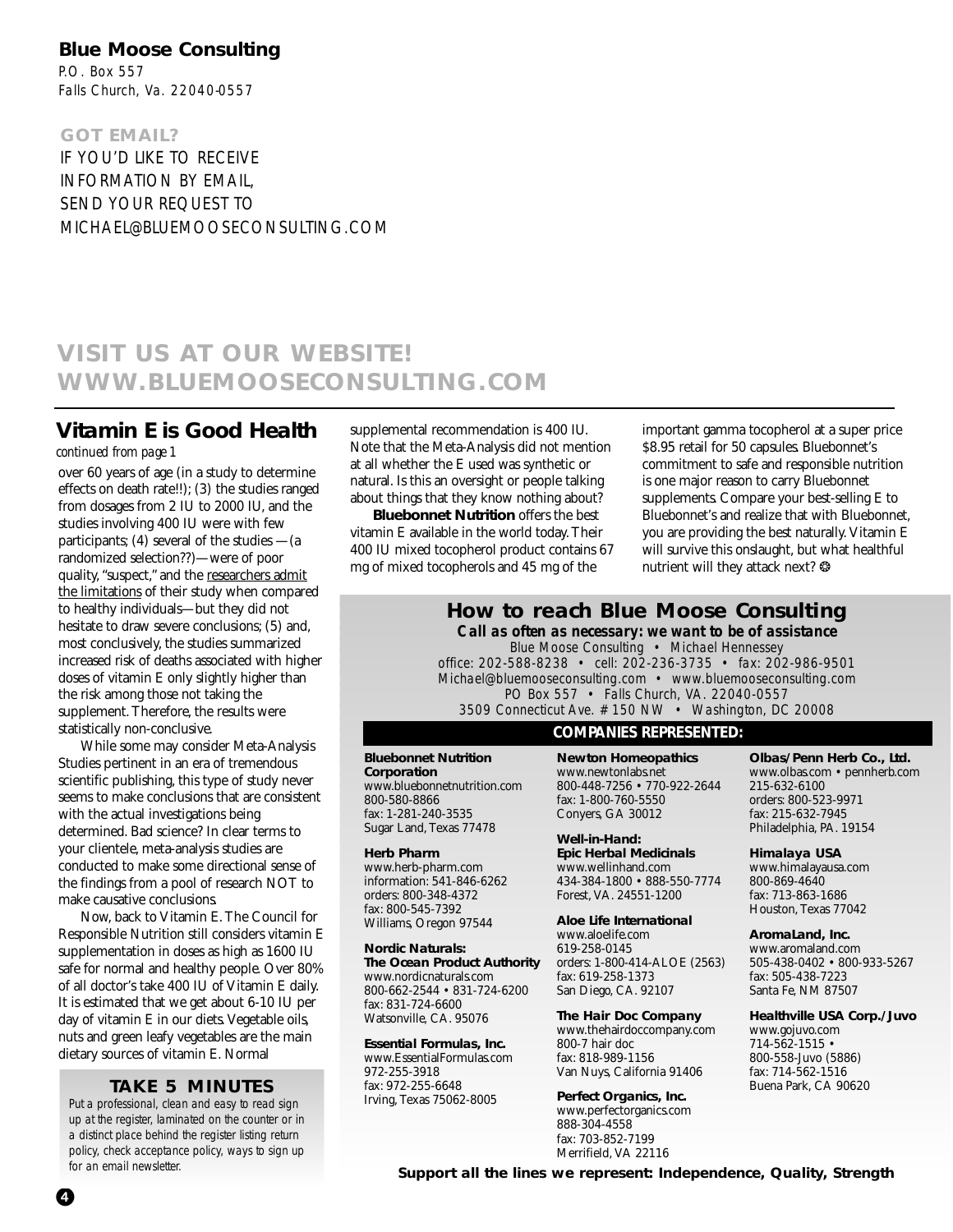**Blue Moose Consulting**
*P.O. Box 557*
*Falls Church, Va. 22040-0557*

**GOT EMAIL?**
IF YOU'D LIKE TO RECEIVE INFORMATION BY EMAIL, SEND YOUR REQUEST TO MICHAEL@BLUEMOOSECONSULTING.COM

## VISIT US AT OUR WEBSITE! WWW.BLUEMOOSECONSULTING.COM

## Vitamin E is Good Health

*continued from page 1*

over 60 years of age (in a study to determine effects on death rate!!); (3) the studies ranged from dosages from 2 IU to 2000 IU, and the studies involving 400 IU were with few participants; (4) several of the studies —(a randomized selection??)—were of poor quality, "suspect," and the researchers admit the limitations of their study when compared to healthy individuals—but they did not hesitate to draw severe conclusions; (5) and, most conclusively, the studies summarized increased risk of deaths associated with higher doses of vitamin E only slightly higher than the risk among those not taking the supplement. Therefore, the results were statistically non-conclusive.

While some may consider Meta-Analysis Studies pertinent in an era of tremendous scientific publishing, this type of study never seems to make conclusions that are consistent with the actual investigations being determined. Bad science? In clear terms to your clientele, meta-analysis studies are conducted to make some directional sense of the findings from a pool of research NOT to make causative conclusions.

Now, back to Vitamin E. The Council for Responsible Nutrition still considers vitamin E supplementation in doses as high as 1600 IU safe for normal and healthy people. Over 80% of all doctor's take 400 IU of Vitamin E daily. It is estimated that we get about 6-10 IU per day of vitamin E in our diets. Vegetable oils, nuts and green leafy vegetables are the main dietary sources of vitamin E. Normal supplemental recommendation is 400 IU. Note that the Meta-Analysis did not mention at all whether the E used was synthetic or natural. Is this an oversight or people talking about things that they know nothing about?

**Bluebonnet Nutrition** offers the best vitamin E available in the world today. Their 400 IU mixed tocopherol product contains 67 mg of mixed tocopherols and 45 mg of the important gamma tocopherol at a super price $8.95 retail for 50 capsules. Bluebonnet's commitment to safe and responsible nutrition is one major reason to carry Bluebonnet supplements. Compare your best-selling E to Bluebonnet's and realize that with Bluebonnet, you are providing the best naturally. Vitamin E will survive this onslaught, but what healthful nutrient will they attack next? ❂

### TAKE 5 MINUTES

*Put a professional, clean and easy to read sign up at the register, laminated on the counter or in a distinct place behind the register listing return policy, check acceptance policy, ways to sign up for an email newsletter.*

## How to reach Blue Moose Consulting

***Call as often as necessary: we want to be of assistance***

Blue Moose Consulting • Michael Hennessey
office: 202-588-8238 • cell: 202-236-3735 • fax: 202-986-9501
Michael@bluemooseconsulting.com • www.bluemooseconsulting.com
PO Box 557 • Falls Church, VA. 22040-0557
3509 Connecticut Ave. # 150 NW • Washington, DC 20008

### COMPANIES REPRESENTED:

**Bluebonnet Nutrition Corporation**
www.bluebonnetnutrition.com
800-580-8866
fax: 1-281-240-3535
Sugar Land, Texas 77478

**Herb Pharm**
www.herb-pharm.com
information: 541-846-6262
orders: 800-348-4372
fax: 800-545-7392
Williams, Oregon 97544

**Nordic Naturals: The Ocean Product Authority**
www.nordicnaturals.com
800-662-2544 • 831-724-6200
fax: 831-724-6600
Watsonville, CA. 95076

**Essential Formulas, Inc.**
www.EssentialFormulas.com
972-255-3918
fax: 972-255-6648
Irving, Texas 75062-8005

**Newton Homeopathics**
www.newtonlabs.net
800-448-7256 • 770-922-2644
fax: 1-800-760-5550
Conyers, GA 30012

**Well-in-Hand: Epic Herbal Medicinals**
www.wellinhand.com
434-384-1800 • 888-550-7774
Forest, VA. 24551-1200

**Aloe Life International**
www.aloelife.com
619-258-0145
orders: 1-800-414-ALOE (2563)
fax: 619-258-1373
San Diego, CA. 92107

**The Hair Doc Company**
www.thehairdoccompany.com
800-7 hair doc
fax: 818-989-1156
Van Nuys, California 91406

**Perfect Organics, Inc.**
www.perfectorganics.com
888-304-4558
fax: 703-852-7199
Merrifield, VA 22116

**Olbas/Penn Herb Co., Ltd.**
www.olbas.com • pennherb.com
215-632-6100
orders: 800-523-9971
fax: 215-632-7945
Philadelphia, PA. 19154

**Himalaya USA**
www.himalayausa.com
800-869-4640
fax: 713-863-1686
Houston, Texas 77042

**AromaLand, Inc.**
www.aromaland.com
505-438-0402 • 800-933-5267
fax: 505-438-7223
Santa Fe, NM 87507

**Healthville USA Corp./Juvo**
www.gojuvo.com
714-562-1515 •
800-558-Juvo (5886)
fax: 714-562-1516
Buena Park, CA 90620

**Support all the lines we represent: Independence, Quality, Strength**